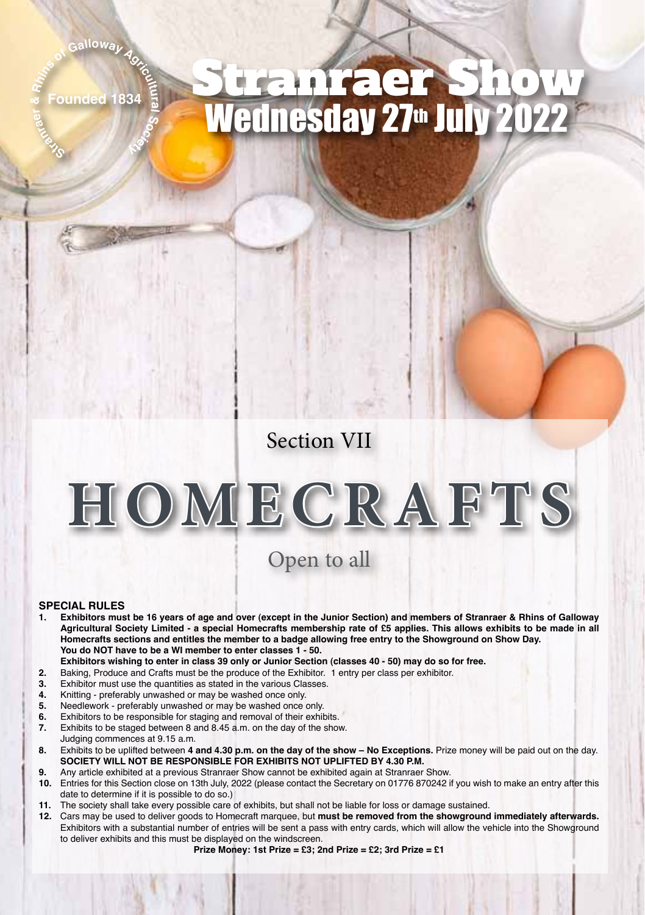Stranraer & Rhins of Galloway Agricultural Society
Founded 1834

# Stranraer Show
## Wednesday 27th July 2022

## Section VII

# HOMECRAFTS

Open to all

### SPECIAL RULES

1. **Exhibitors must be 16 years of age and over (except in the Junior Section) and members of Stranraer & Rhins of Galloway Agricultural Society Limited - a special Homecrafts membership rate of £5 applies. This allows exhibits to be made in all Homecrafts sections and entitles the member to a badge allowing free entry to the Showground on Show Day. You do NOT have to be a WI member to enter classes 1 - 50. Exhibitors wishing to enter in class 39 only or Junior Section (classes 40 - 50) may do so for free.**
2. Baking, Produce and Crafts must be the produce of the Exhibitor. 1 entry per class per exhibitor.
3. Exhibitor must use the quantities as stated in the various Classes.
4. Knitting - preferably unwashed or may be washed once only.
5. Needlework - preferably unwashed or may be washed once only.
6. Exhibitors to be responsible for staging and removal of their exhibits.
7. Exhibits to be staged between 8 and 8.45 a.m. on the day of the show. Judging commences at 9.15 a.m.
8. Exhibits to be uplifted between **4 and 4.30 p.m. on the day of the show – No Exceptions.** Prize money will be paid out on the day. **SOCIETY WILL NOT BE RESPONSIBLE FOR EXHIBITS NOT UPLIFTED BY 4.30 P.M.**
9. Any article exhibited at a previous Stranraer Show cannot be exhibited again at Stranraer Show.
10. Entries for this Section close on 13th July, 2022 (please contact the Secretary on 01776 870242 if you wish to make an entry after this date to determine if it is possible to do so.)
11. The society shall take every possible care of exhibits, but shall not be liable for loss or damage sustained.
12. Cars may be used to deliver goods to Homecraft marquee, but **must be removed from the showground immediately afterwards.** Exhibitors with a substantial number of entries will be sent a pass with entry cards, which will allow the vehicle into the Showground to deliver exhibits and this must be displayed on the windscreen.

**Prize Money: 1st Prize = £3; 2nd Prize = £2; 3rd Prize = £1**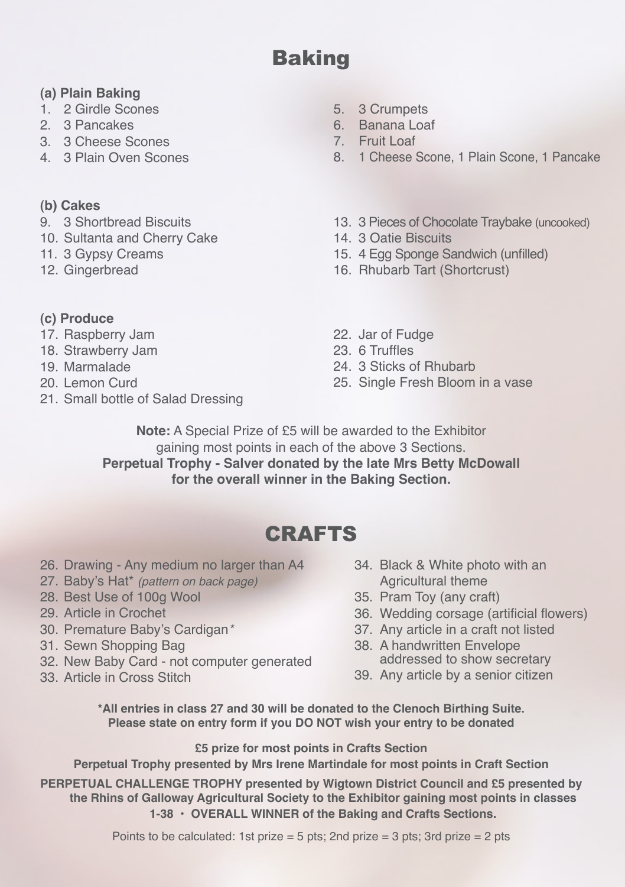# Baking

### (a) Plain Baking

1. 2 Girdle Scones
2. 3 Pancakes
3. 3 Cheese Scones
4. 3 Plain Oven Scones
5. 3 Crumpets
6. Banana Loaf
7. Fruit Loaf
8. 1 Cheese Scone, 1 Plain Scone, 1 Pancake

### (b) Cakes

9. 3 Shortbread Biscuits
10. Sultanta and Cherry Cake
11. 3 Gypsy Creams
12. Gingerbread
13. 3 Pieces of Chocolate Traybake (uncooked)
14. 3 Oatie Biscuits
15. 4 Egg Sponge Sandwich (unfilled)
16. Rhubarb Tart (Shortcrust)

### (c) Produce

17. Raspberry Jam
18. Strawberry Jam
19. Marmalade
20. Lemon Curd
21. Small bottle of Salad Dressing
22. Jar of Fudge
23. 6 Truffles
24. 3 Sticks of Rhubarb
25. Single Fresh Bloom in a vase

**Note:** A Special Prize of £5 will be awarded to the Exhibitor gaining most points in each of the above 3 Sections.
**Perpetual Trophy - Salver donated by the late Mrs Betty McDowall for the overall winner in the Baking Section.**

# CRAFTS

26. Drawing - Any medium no larger than A4
27. Baby's Hat* *(pattern on back page)*
28. Best Use of 100g Wool
29. Article in Crochet
30. Premature Baby's Cardigan*
31. Sewn Shopping Bag
32. New Baby Card - not computer generated
33. Article in Cross Stitch
34. Black & White photo with an Agricultural theme
35. Pram Toy (any craft)
36. Wedding corsage (artificial flowers)
37. Any article in a craft not listed
38. A handwritten Envelope addressed to show secretary
39. Any article by a senior citizen

**\*All entries in class 27 and 30 will be donated to the Clenoch Birthing Suite. Please state on entry form if you DO NOT wish your entry to be donated**

**£5 prize for most points in Crafts Section**

**Perpetual Trophy presented by Mrs Irene Martindale for most points in Craft Section**

**PERPETUAL CHALLENGE TROPHY presented by Wigtown District Council and £5 presented by the Rhins of Galloway Agricultural Society to the Exhibitor gaining most points in classes 1-38 • OVERALL WINNER of the Baking and Crafts Sections.**

Points to be calculated: 1st prize = 5 pts; 2nd prize = 3 pts; 3rd prize = 2 pts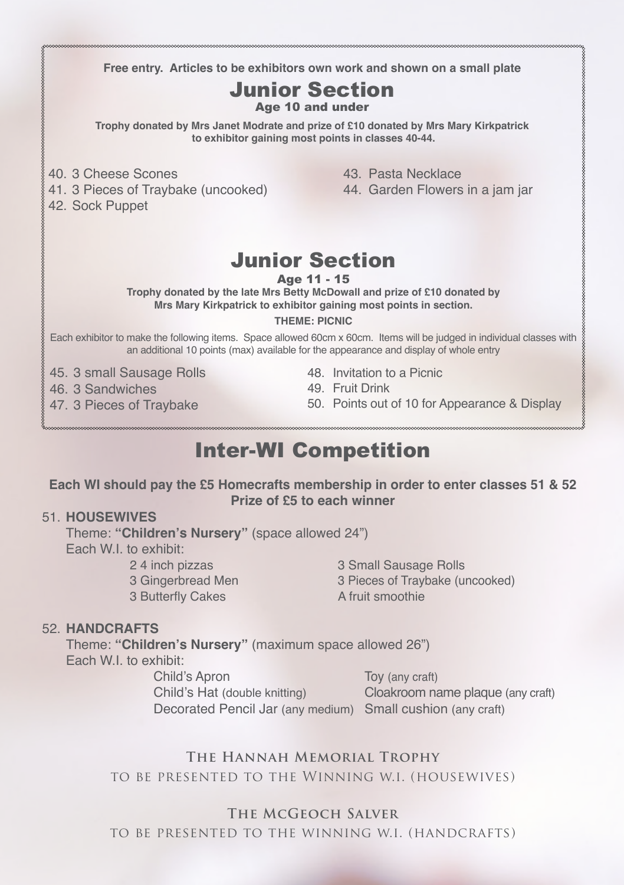**Free entry. Articles to be exhibitors own work and shown on a small plate**

## Junior Section

**Age 10 and under**

**Trophy donated by Mrs Janet Modrate and prize of £10 donated by Mrs Mary Kirkpatrick to exhibitor gaining most points in classes 40-44.**

40. 3 Cheese Scones
41. 3 Pieces of Traybake (uncooked)
42. Sock Puppet
43. Pasta Necklace
44. Garden Flowers in a jam jar

## Junior Section

**Age 11 - 15**

**Trophy donated by the late Mrs Betty McDowall and prize of £10 donated by Mrs Mary Kirkpatrick to exhibitor gaining most points in section.**

**THEME: PICNIC**

Each exhibitor to make the following items. Space allowed 60cm x 60cm. Items will be judged in individual classes with an additional 10 points (max) available for the appearance and display of whole entry

45. 3 small Sausage Rolls
46. 3 Sandwiches
47. 3 Pieces of Traybake
48. Invitation to a Picnic
49. Fruit Drink
50. Points out of 10 for Appearance & Display

## Inter-WI Competition

**Each WI should pay the £5 Homecrafts membership in order to enter classes 51 & 52**
**Prize of £5 to each winner**

51. **HOUSEWIVES**

Theme: **"Children's Nursery"** (space allowed 24")

Each W.I. to exhibit:

- 2 4 inch pizzas
- 3 Gingerbread Men
- 3 Butterfly Cakes
- 3 Small Sausage Rolls
- 3 Pieces of Traybake (uncooked)
- A fruit smoothie

52. **HANDCRAFTS**

Theme: **"Children's Nursery"** (maximum space allowed 26")

Each W.I. to exhibit:

- Child's Apron
- Child's Hat (double knitting)
- Decorated Pencil Jar (any medium)
- Toy (any craft)
- Cloakroom name plaque (any craft)
- Small cushion (any craft)

**The Hannah Memorial Trophy**

to be presented to the Winning W.I. (Housewives)

**The McGeoch Salver**

to be presented to the winning W.I. (Handcrafts)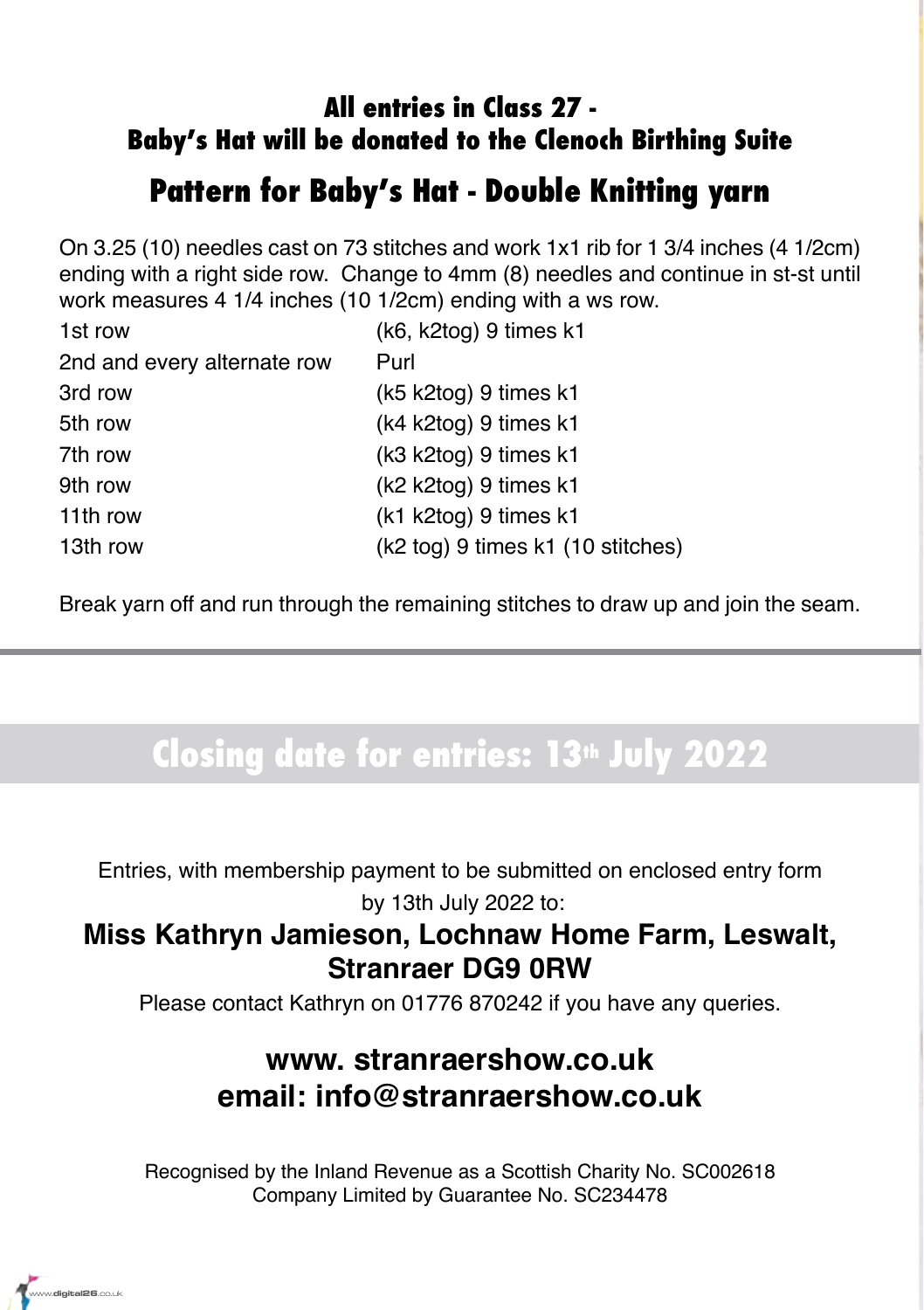## All entries in Class 27 - Baby's Hat will be donated to the Clenoch Birthing Suite

## Pattern for Baby's Hat - Double Knitting yarn

On 3.25 (10) needles cast on 73 stitches and work 1x1 rib for 1 3/4 inches (4 1/2cm) ending with a right side row. Change to 4mm (8) needles and continue in st-st until work measures 4 1/4 inches (10 1/2cm) ending with a ws row.

| | |
|---|---|
| 1st row | (k6, k2tog) 9 times k1 |
| 2nd and every alternate row | Purl |
| 3rd row | (k5 k2tog) 9 times k1 |
| 5th row | (k4 k2tog) 9 times k1 |
| 7th row | (k3 k2tog) 9 times k1 |
| 9th row | (k2 k2tog) 9 times k1 |
| 11th row | (k1 k2tog) 9 times k1 |
| 13th row | (k2 tog) 9 times k1 (10 stitches) |

Break yarn off and run through the remaining stitches to draw up and join the seam.

## Closing date for entries: 13th July 2022

Entries, with membership payment to be submitted on enclosed entry form by 13th July 2022 to:

**Miss Kathryn Jamieson, Lochnaw Home Farm, Leswalt, Stranraer DG9 0RW**

Please contact Kathryn on 01776 870242 if you have any queries.

**www. stranraershow.co.uk**
**email: info@stranraershow.co.uk**

Recognised by the Inland Revenue as a Scottish Charity No. SC002618
Company Limited by Guarantee No. SC234478

www.digital26.co.uk